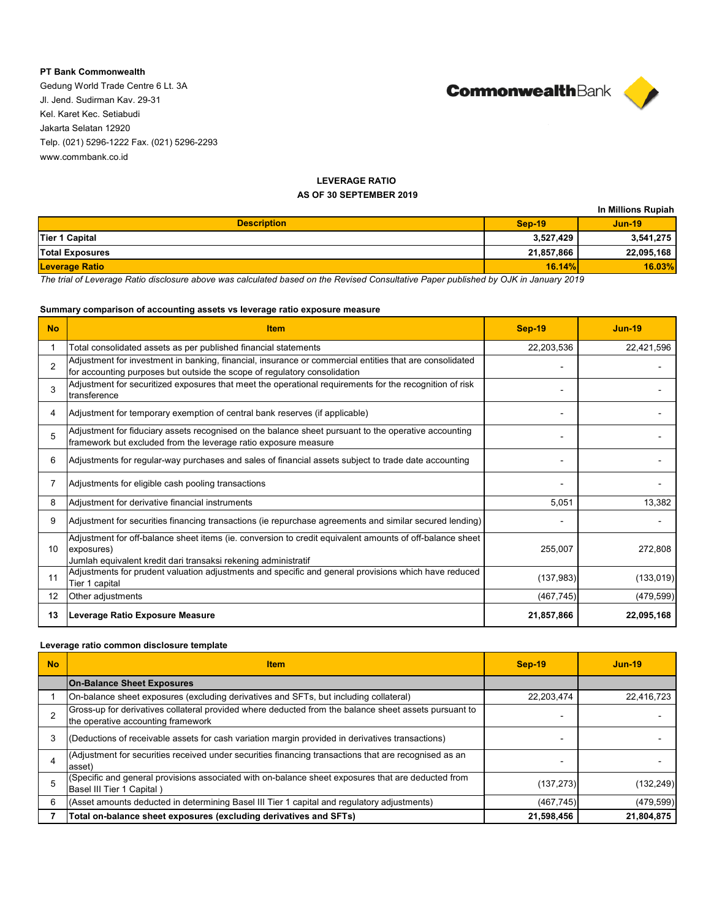**PT Bank Commonwealth**
Gedung World Trade Centre 6 Lt. 3A
Jl. Jend. Sudirman Kav. 29-31
Kel. Karet Kec. Setiabudi
Jakarta Selatan 12920
Telp. (021) 5296-1222 Fax. (021) 5296-2293
www.commbank.co.id

CommonwealthBank

## LEVERAGE RATIO
## AS OF 30 SEPTEMBER 2019

In Millions Rupiah

| Description | Sep-19 | Jun-19 |
|---|---|---|
| **Tier 1 Capital** | **3,527,429** | **3,541,275** |
| **Total Exposures** | **21,857,866** | **22,095,168** |
| **Leverage Ratio** | **16.14%** | **16.03%** |

*The trial of Leverage Ratio disclosure above was calculated based on the Revised Consultative Paper published by OJK in January 2019*

### Summary comparison of accounting assets vs leverage ratio exposure measure

| No | Item | Sep-19 | Jun-19 |
|---|---|---|---|
| 1 | Total consolidated assets as per published financial statements | 22,203,536 | 22,421,596 |
| 2 | Adjustment for investment in banking, financial, insurance or commercial entities that are consolidated for accounting purposes but outside the scope of regulatory consolidation | - | - |
| 3 | Adjustment for securitized exposures that meet the operational requirements for the recognition of risk transference | - | - |
| 4 | Adjustment for temporary exemption of central bank reserves (if applicable) | - | - |
| 5 | Adjustment for fiduciary assets recognised on the balance sheet pursuant to the operative accounting framework but excluded from the leverage ratio exposure measure | - | - |
| 6 | Adjustments for regular-way purchases and sales of financial assets subject to trade date accounting | - | - |
| 7 | Adjustments for eligible cash pooling transactions | - | - |
| 8 | Adjustment for derivative financial instruments | 5,051 | 13,382 |
| 9 | Adjustment for securities financing transactions (ie repurchase agreements and similar secured lending) | - | - |
| 10 | Adjustment for off-balance sheet items (ie. conversion to credit equivalent amounts of off-balance sheet exposures) Jumlah equivalent kredit dari transaksi rekening administratif | 255,007 | 272,808 |
| 11 | Adjustments for prudent valuation adjustments and specific and general provisions which have reduced Tier 1 capital | (137,983) | (133,019) |
| 12 | Other adjustments | (467,745) | (479,599) |
| **13** | **Leverage Ratio Exposure Measure** | **21,857,866** | **22,095,168** |

### Leverage ratio common disclosure template

| No | Item | Sep-19 | Jun-19 |
|---|---|---|---|
| | **On-Balance Sheet Exposures** | | |
| 1 | On-balance sheet exposures (excluding derivatives and SFTs, but including collateral) | 22,203,474 | 22,416,723 |
| 2 | Gross-up for derivatives collateral provided where deducted from the balance sheet assets pursuant to the operative accounting framework | - | - |
| 3 | (Deductions of receivable assets for cash variation margin provided in derivatives transactions) | - | - |
| 4 | (Adjustment for securities received under securities financing transactions that are recognised as an asset) | - | - |
| 5 | (Specific and general provisions associated with on-balance sheet exposures that are deducted from Basel III Tier 1 Capital ) | (137,273) | (132,249) |
| 6 | (Asset amounts deducted in determining Basel III Tier 1 capital and regulatory adjustments) | (467,745) | (479,599) |
| **7** | **Total on-balance sheet exposures (excluding derivatives and SFTs)** | **21,598,456** | **21,804,875** |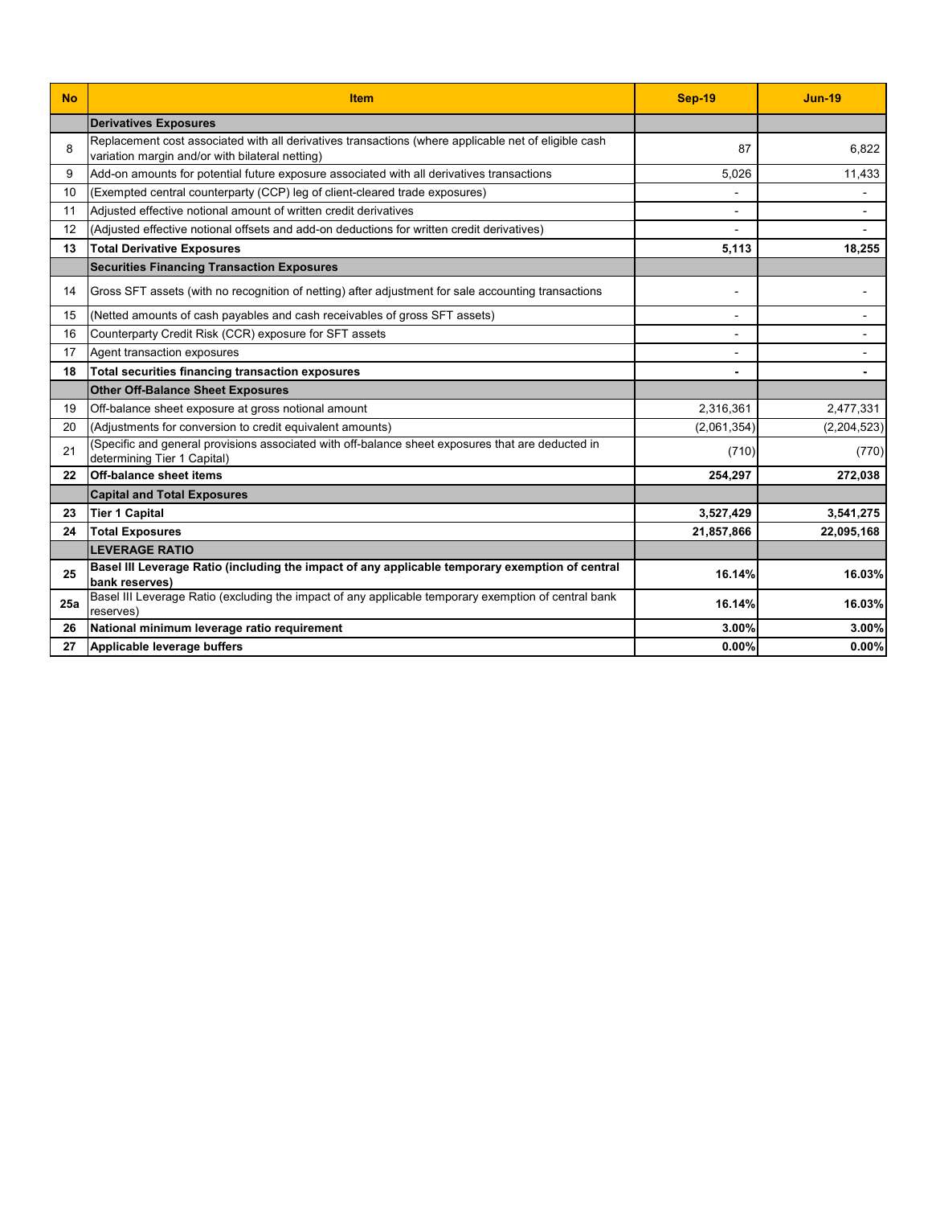| No | Item | Sep-19 | Jun-19 |
|---|---|---|---|
| | **Derivatives Exposures** | | |
| 8 | Replacement cost associated with all derivatives transactions (where applicable net of eligible cash variation margin and/or with bilateral netting) | 87 | 6,822 |
| 9 | Add-on amounts for potential future exposure associated with all derivatives transactions | 5,026 | 11,433 |
| 10 | (Exempted central counterparty (CCP) leg of client-cleared trade exposures) | - | - |
| 11 | Adjusted effective notional amount of written credit derivatives | - | - |
| 12 | (Adjusted effective notional offsets and add-on deductions for written credit derivatives) | - | - |
| **13** | **Total Derivative Exposures** | **5,113** | **18,255** |
| | **Securities Financing Transaction Exposures** | | |
| 14 | Gross SFT assets (with no recognition of netting) after adjustment for sale accounting transactions | - | - |
| 15 | (Netted amounts of cash payables and cash receivables of gross SFT assets) | - | - |
| 16 | Counterparty Credit Risk (CCR) exposure for SFT assets | - | - |
| 17 | Agent transaction exposures | - | - |
| **18** | **Total securities financing transaction exposures** | **-** | **-** |
| | **Other Off-Balance Sheet Exposures** | | |
| 19 | Off-balance sheet exposure at gross notional amount | 2,316,361 | 2,477,331 |
| 20 | (Adjustments for conversion to credit equivalent amounts) | (2,061,354) | (2,204,523) |
| 21 | (Specific and general provisions associated with off-balance sheet exposures that are deducted in determining Tier 1 Capital) | (710) | (770) |
| **22** | **Off-balance sheet items** | **254,297** | **272,038** |
| | **Capital and Total Exposures** | | |
| **23** | **Tier 1 Capital** | **3,527,429** | **3,541,275** |
| **24** | **Total Exposures** | **21,857,866** | **22,095,168** |
| | **LEVERAGE RATIO** | | |
| **25** | **Basel III Leverage Ratio (including the impact of any applicable temporary exemption of central bank reserves)** | **16.14%** | **16.03%** |
| **25a** | Basel III Leverage Ratio (excluding the impact of any applicable temporary exemption of central bank reserves) | **16.14%** | **16.03%** |
| **26** | **National minimum leverage ratio requirement** | **3.00%** | **3.00%** |
| **27** | **Applicable leverage buffers** | **0.00%** | **0.00%** |